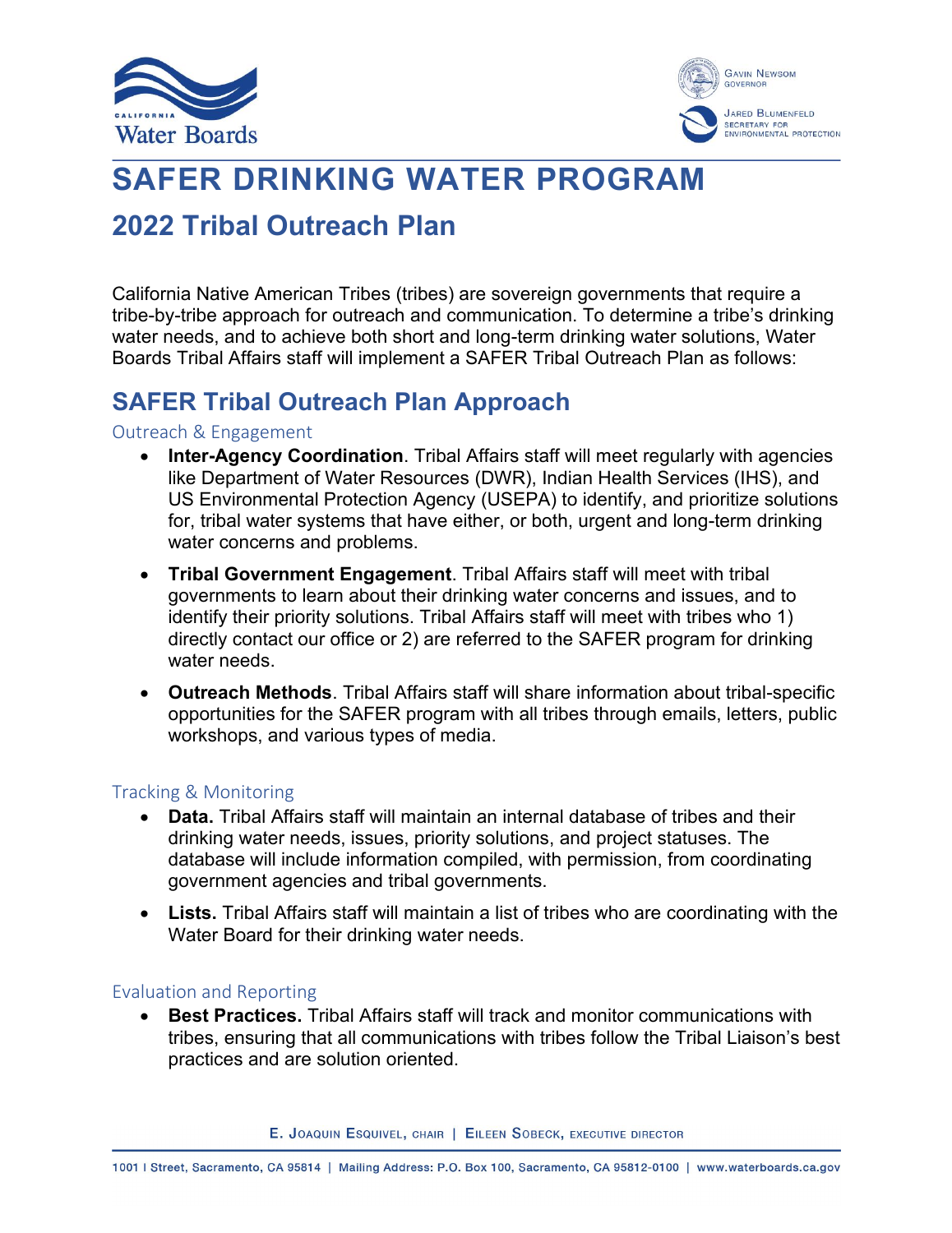# SAFER DRINKING WATER PROGRAM

## 2022 Tribal Outreach Plan

California Native American Tribes (tribes) are sovereign governments that require a tribe-by-tribe approach for outreach and communication. To determine a tribe's drinking water needs, and to achieve both short and long-term drinking water solutions, Water Boards Tribal Affairs staff will implement a SAFER Tribal Outreach Plan as follows:

## SAFER Tribal Outreach Plan Approach

### Outreach & Engagement

- **Inter-Agency Coordination**. Tribal Affairs staff will meet regularly with agencies like Department of Water Resources (DWR), Indian Health Services (IHS), and US Environmental Protection Agency (USEPA) to identify, and prioritize solutions for, tribal water systems that have either, or both, urgent and long-term drinking water concerns and problems.
- **Tribal Government Engagement**. Tribal Affairs staff will meet with tribal governments to learn about their drinking water concerns and issues, and to identify their priority solutions. Tribal Affairs staff will meet with tribes who 1) directly contact our office or 2) are referred to the SAFER program for drinking water needs.
- **Outreach Methods**. Tribal Affairs staff will share information about tribal-specific opportunities for the SAFER program with all tribes through emails, letters, public workshops, and various types of media.

### Tracking & Monitoring

- **Data.** Tribal Affairs staff will maintain an internal database of tribes and their drinking water needs, issues, priority solutions, and project statuses. The database will include information compiled, with permission, from coordinating government agencies and tribal governments.
- **Lists.** Tribal Affairs staff will maintain a list of tribes who are coordinating with the Water Board for their drinking water needs.

### Evaluation and Reporting

- **Best Practices.** Tribal Affairs staff will track and monitor communications with tribes, ensuring that all communications with tribes follow the Tribal Liaison's best practices and are solution oriented.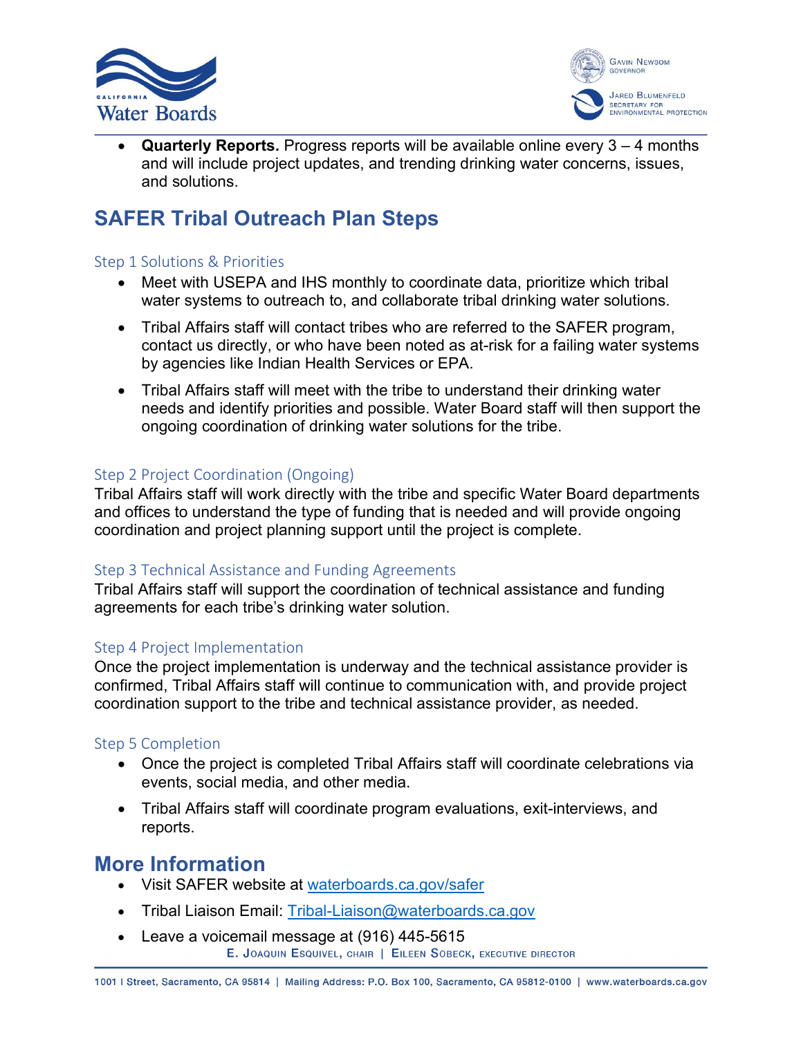- **Quarterly Reports.** Progress reports will be available online every 3 – 4 months and will include project updates, and trending drinking water concerns, issues, and solutions.

## SAFER Tribal Outreach Plan Steps

### Step 1 Solutions & Priorities

- Meet with USEPA and IHS monthly to coordinate data, prioritize which tribal water systems to outreach to, and collaborate tribal drinking water solutions.
- Tribal Affairs staff will contact tribes who are referred to the SAFER program, contact us directly, or who have been noted as at-risk for a failing water systems by agencies like Indian Health Services or EPA.
- Tribal Affairs staff will meet with the tribe to understand their drinking water needs and identify priorities and possible. Water Board staff will then support the ongoing coordination of drinking water solutions for the tribe.

### Step 2 Project Coordination (Ongoing)

Tribal Affairs staff will work directly with the tribe and specific Water Board departments and offices to understand the type of funding that is needed and will provide ongoing coordination and project planning support until the project is complete.

### Step 3 Technical Assistance and Funding Agreements

Tribal Affairs staff will support the coordination of technical assistance and funding agreements for each tribe's drinking water solution.

### Step 4 Project Implementation

Once the project implementation is underway and the technical assistance provider is confirmed, Tribal Affairs staff will continue to communication with, and provide project coordination support to the tribe and technical assistance provider, as needed.

### Step 5 Completion

- Once the project is completed Tribal Affairs staff will coordinate celebrations via events, social media, and other media.
- Tribal Affairs staff will coordinate program evaluations, exit-interviews, and reports.

## More Information

- Visit SAFER website at [waterboards.ca.gov/safer](waterboards.ca.gov/safer)
- Tribal Liaison Email: [Tribal-Liaison@waterboards.ca.gov](mailto:Tribal-Liaison@waterboards.ca.gov)
- Leave a voicemail message at (916) 445-5615